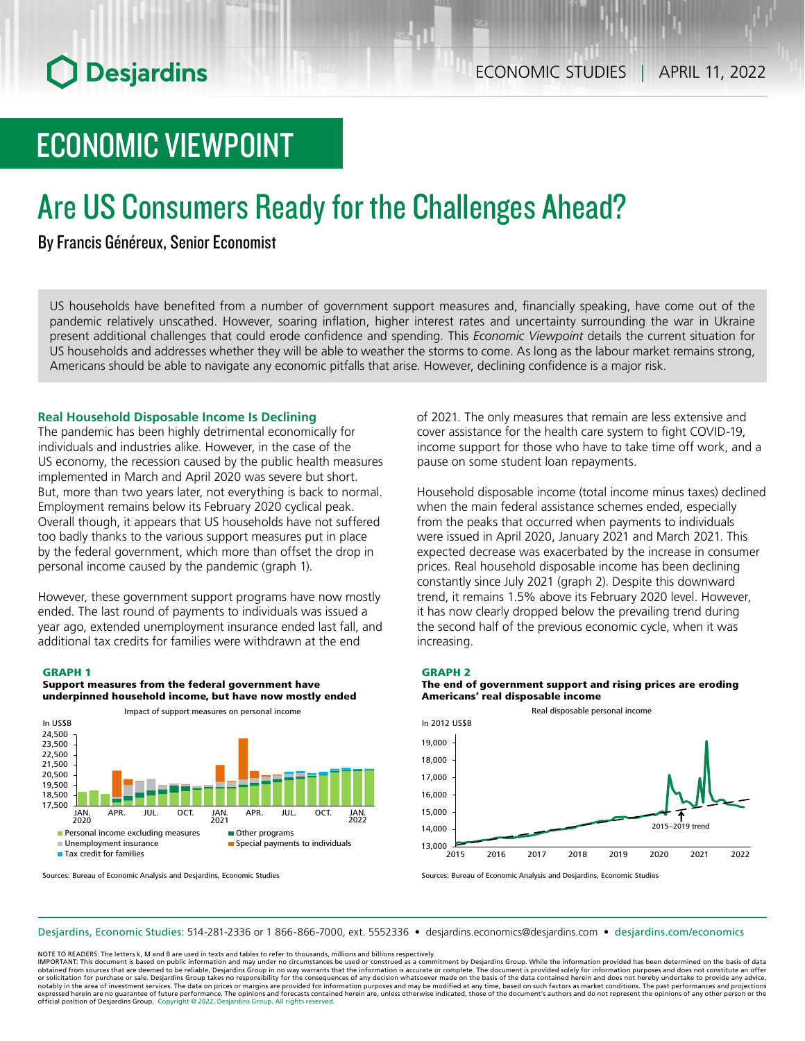ECONOMIC STUDIES | APRIL 11, 2022

# ECONOMIC VIEWPOINT

## Are US Consumers Ready for the Challenges Ahead?

By Francis Généreux, Senior Economist

US households have benefited from a number of government support measures and, financially speaking, have come out of the pandemic relatively unscathed. However, soaring inflation, higher interest rates and uncertainty surrounding the war in Ukraine present additional challenges that could erode confidence and spending. This *Economic Viewpoint* details the current situation for US households and addresses whether they will be able to weather the storms to come. As long as the labour market remains strong, Americans should be able to navigate any economic pitfalls that arise. However, declining confidence is a major risk.

### Real Household Disposable Income Is Declining

The pandemic has been highly detrimental economically for individuals and industries alike. However, in the case of the US economy, the recession caused by the public health measures implemented in March and April 2020 was severe but short. But, more than two years later, not everything is back to normal. Employment remains below its February 2020 cyclical peak. Overall though, it appears that US households have not suffered too badly thanks to the various support measures put in place by the federal government, which more than offset the drop in personal income caused by the pandemic (graph 1).

However, these government support programs have now mostly ended. The last round of payments to individuals was issued a year ago, extended unemployment insurance ended last fall, and additional tax credits for families were withdrawn at the end of 2021. The only measures that remain are less extensive and cover assistance for the health care system to fight COVID‑19, income support for those who have to take time off work, and a pause on some student loan repayments.

Household disposable income (total income minus taxes) declined when the main federal assistance schemes ended, especially from the peaks that occurred when payments to individuals were issued in April 2020, January 2021 and March 2021. This expected decrease was exacerbated by the increase in consumer prices. Real household disposable income has been declining constantly since July 2021 (graph 2). Despite this downward trend, it remains 1.5% above its February 2020 level. However, it has now clearly dropped below the prevailing trend during the second half of the previous economic cycle, when it was increasing.

**GRAPH 1**
**Support measures from the federal government have underpinned household income, but have now mostly ended**

Impact of support measures on personal income

Sources: Bureau of Economic Analysis and Desjardins, Economic Studies

**GRAPH 2**
**The end of government support and rising prices are eroding Americans' real disposable income**

Real disposable personal income

Sources: Bureau of Economic Analysis and Desjardins, Economic Studies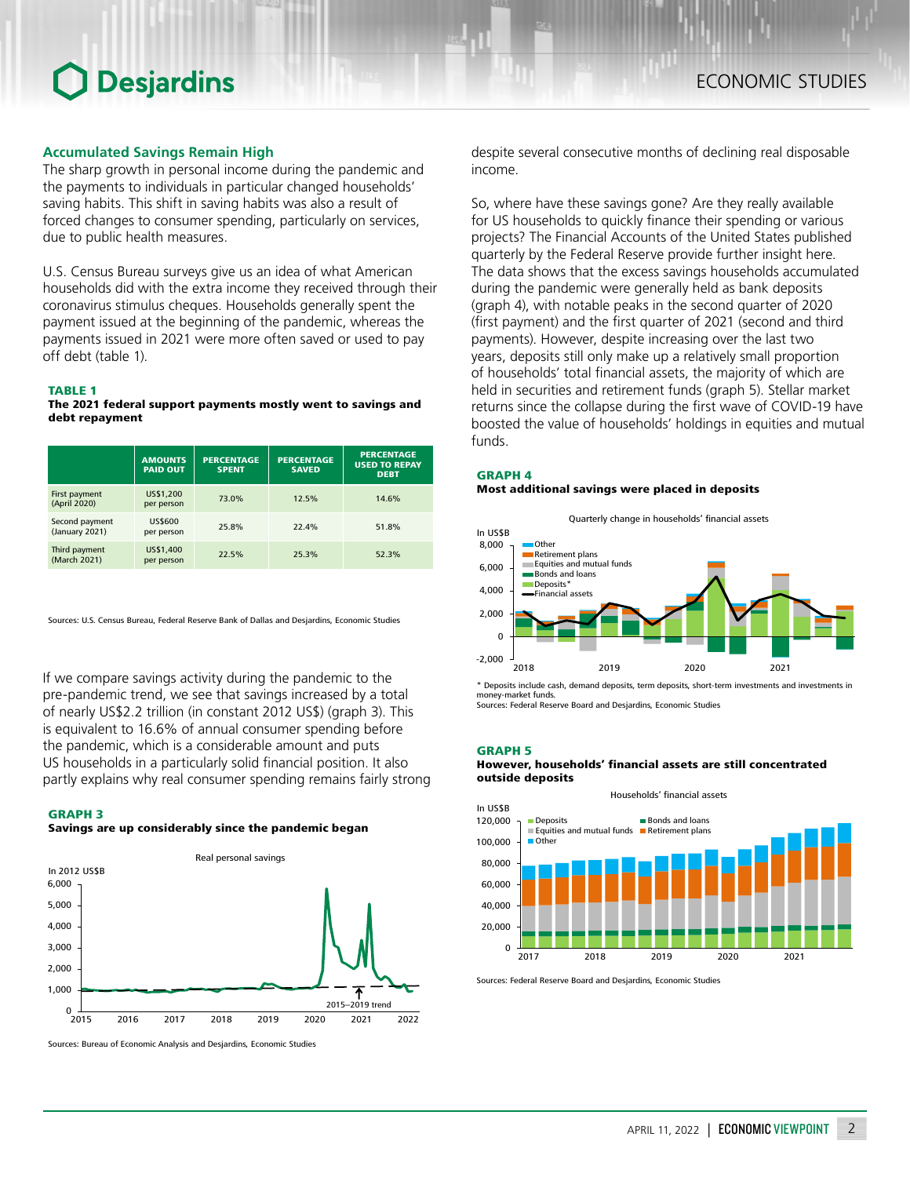## Accumulated Savings Remain High

The sharp growth in personal income during the pandemic and the payments to individuals in particular changed households' saving habits. This shift in saving habits was also a result of forced changes to consumer spending, particularly on services, due to public health measures.

U.S. Census Bureau surveys give us an idea of what American households did with the extra income they received through their coronavirus stimulus cheques. Households generally spent the payment issued at the beginning of the pandemic, whereas the payments issued in 2021 were more often saved or used to pay off debt (table 1).

**TABLE 1**
**The 2021 federal support payments mostly went to savings and debt repayment**

| | AMOUNTS PAID OUT | PERCENTAGE SPENT | PERCENTAGE SAVED | PERCENTAGE USED TO REPAY DEBT |
|---|---|---|---|---|
| First payment (April 2020) | US$1,200 per person | 73.0% | 12.5% | 14.6% |
| Second payment (January 2021) | US$600 per person | 25.8% | 22.4% | 51.8% |
| Third payment (March 2021) | US$1,400 per person | 22.5% | 25.3% | 52.3% |

Sources: U.S. Census Bureau, Federal Reserve Bank of Dallas and Desjardins, Economic Studies

If we compare savings activity during the pandemic to the pre-pandemic trend, we see that savings increased by a total of nearly US$2.2 trillion (in constant 2012 US$) (graph 3). This is equivalent to 16.6% of annual consumer spending before the pandemic, which is a considerable amount and puts US households in a particularly solid financial position. It also partly explains why real consumer spending remains fairly strong despite several consecutive months of declining real disposable income.

**GRAPH 3**
**Savings are up considerably since the pandemic began**

Sources: Bureau of Economic Analysis and Desjardins, Economic Studies

So, where have these savings gone? Are they really available for US households to quickly finance their spending or various projects? The Financial Accounts of the United States published quarterly by the Federal Reserve provide further insight here. The data shows that the excess savings households accumulated during the pandemic were generally held as bank deposits (graph 4), with notable peaks in the second quarter of 2020 (first payment) and the first quarter of 2021 (second and third payments). However, despite increasing over the last two years, deposits still only make up a relatively small proportion of households' total financial assets, the majority of which are held in securities and retirement funds (graph 5). Stellar market returns since the collapse during the first wave of COVID-19 have boosted the value of households' holdings in equities and mutual funds.

**GRAPH 4**
**Most additional savings were placed in deposits**

* Deposits include cash, demand deposits, term deposits, short-term investments and investments in money-market funds.
Sources: Federal Reserve Board and Desjardins, Economic Studies

**GRAPH 5**
**However, households' financial assets are still concentrated outside deposits**

Sources: Federal Reserve Board and Desjardins, Economic Studies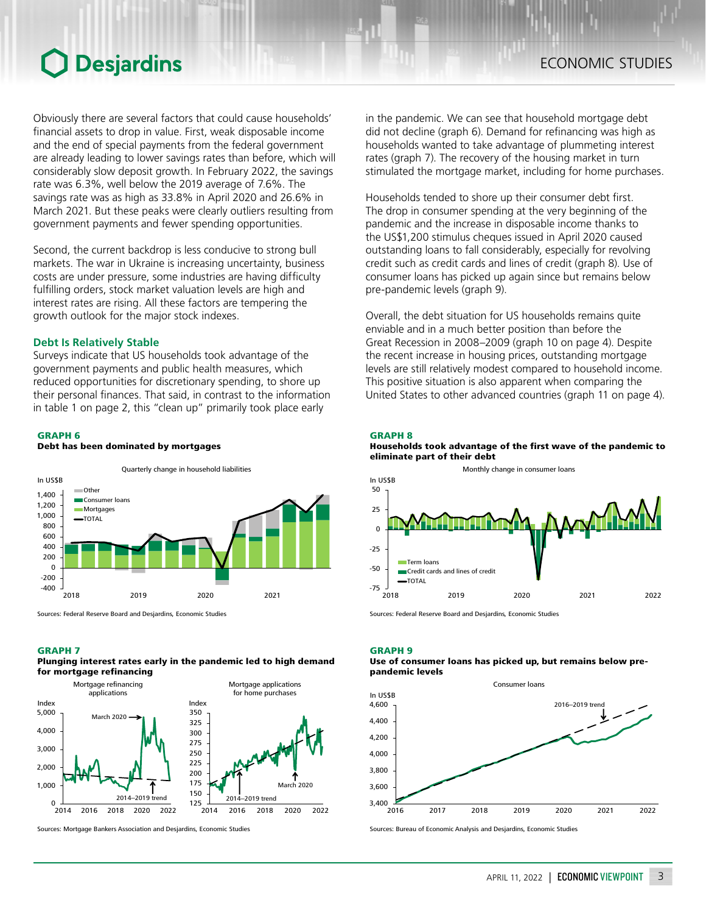Obviously there are several factors that could cause households' financial assets to drop in value. First, weak disposable income and the end of special payments from the federal government are already leading to lower savings rates than before, which will considerably slow deposit growth. In February 2022, the savings rate was 6.3%, well below the 2019 average of 7.6%. The savings rate was as high as 33.8% in April 2020 and 26.6% in March 2021. But these peaks were clearly outliers resulting from government payments and fewer spending opportunities.

Second, the current backdrop is less conducive to strong bull markets. The war in Ukraine is increasing uncertainty, business costs are under pressure, some industries are having difficulty fulfilling orders, stock market valuation levels are high and interest rates are rising. All these factors are tempering the growth outlook for the major stock indexes.

### Debt Is Relatively Stable

Surveys indicate that US households took advantage of the government payments and public health measures, which reduced opportunities for discretionary spending, to shore up their personal finances. That said, in contrast to the information in table 1 on page 2, this "clean up" primarily took place early in the pandemic. We can see that household mortgage debt did not decline (graph 6). Demand for refinancing was high as households wanted to take advantage of plummeting interest rates (graph 7). The recovery of the housing market in turn stimulated the mortgage market, including for home purchases.

Households tended to shore up their consumer debt first. The drop in consumer spending at the very beginning of the pandemic and the increase in disposable income thanks to the US$1,200 stimulus cheques issued in April 2020 caused outstanding loans to fall considerably, especially for revolving credit such as credit cards and lines of credit (graph 8). Use of consumer loans has picked up again since but remains below pre-pandemic levels (graph 9).

Overall, the debt situation for US households remains quite enviable and in a much better position than before the Great Recession in 2008–2009 (graph 10 on page 4). Despite the recent increase in housing prices, outstanding mortgage levels are still relatively modest compared to household income. This positive situation is also apparent when comparing the United States to other advanced countries (graph 11 on page 4).

**GRAPH 6**
**Debt has been dominated by mortgages**

Sources: Federal Reserve Board and Desjardins, Economic Studies

**GRAPH 7**
**Plunging interest rates early in the pandemic led to high demand for mortgage refinancing**

Sources: Mortgage Bankers Association and Desjardins, Economic Studies

**GRAPH 8**
**Households took advantage of the first wave of the pandemic to eliminate part of their debt**

Sources: Federal Reserve Board and Desjardins, Economic Studies

**GRAPH 9**
**Use of consumer loans has picked up, but remains below pre-pandemic levels**

Sources: Bureau of Economic Analysis and Desjardins, Economic Studies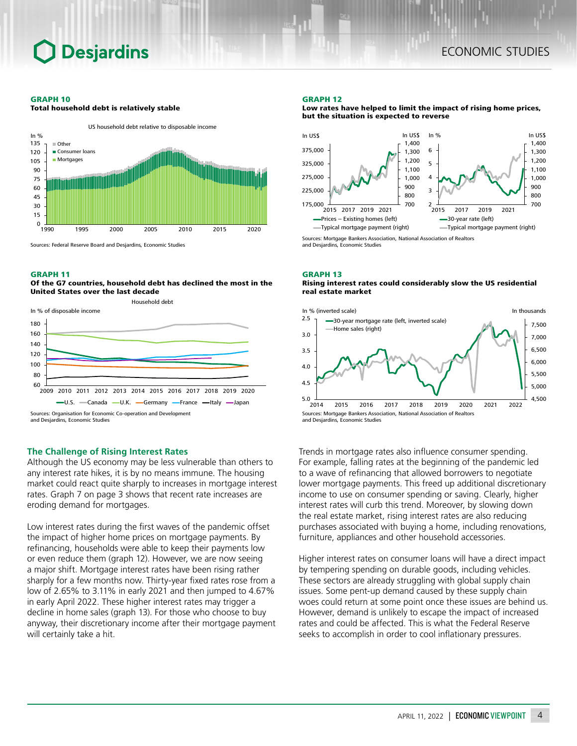**GRAPH 10**
**Total household debt is relatively stable**

US household debt relative to disposable income

Sources: Federal Reserve Board and Desjardins, Economic Studies

**GRAPH 11**
**Of the G7 countries, household debt has declined the most in the United States over the last decade**

Household debt

Sources: Organisation for Economic Co-operation and Development and Desjardins, Economic Studies

**GRAPH 12**
**Low rates have helped to limit the impact of rising home prices, but the situation is expected to reverse**

Sources: Mortgage Bankers Association, National Association of Realtors and Desjardins, Economic Studies

**GRAPH 13**
**Rising interest rates could considerably slow the US residential real estate market**

Sources: Mortgage Bankers Association, National Association of Realtors and Desjardins, Economic Studies

## The Challenge of Rising Interest Rates

Although the US economy may be less vulnerable than others to any interest rate hikes, it is by no means immune. The housing market could react quite sharply to increases in mortgage interest rates. Graph 7 on page 3 shows that recent rate increases are eroding demand for mortgages.

Low interest rates during the first waves of the pandemic offset the impact of higher home prices on mortgage payments. By refinancing, households were able to keep their payments low or even reduce them (graph 12). However, we are now seeing a major shift. Mortgage interest rates have been rising rather sharply for a few months now. Thirty-year fixed rates rose from a low of 2.65% to 3.11% in early 2021 and then jumped to 4.67% in early April 2022. These higher interest rates may trigger a decline in home sales (graph 13). For those who choose to buy anyway, their discretionary income after their mortgage payment will certainly take a hit.

Trends in mortgage rates also influence consumer spending. For example, falling rates at the beginning of the pandemic led to a wave of refinancing that allowed borrowers to negotiate lower mortgage payments. This freed up additional discretionary income to use on consumer spending or saving. Clearly, higher interest rates will curb this trend. Moreover, by slowing down the real estate market, rising interest rates are also reducing purchases associated with buying a home, including renovations, furniture, appliances and other household accessories.

Higher interest rates on consumer loans will have a direct impact by tempering spending on durable goods, including vehicles. These sectors are already struggling with global supply chain issues. Some pent-up demand caused by these supply chain woes could return at some point once these issues are behind us. However, demand is unlikely to escape the impact of increased rates and could be affected. This is what the Federal Reserve seeks to accomplish in order to cool inflationary pressures.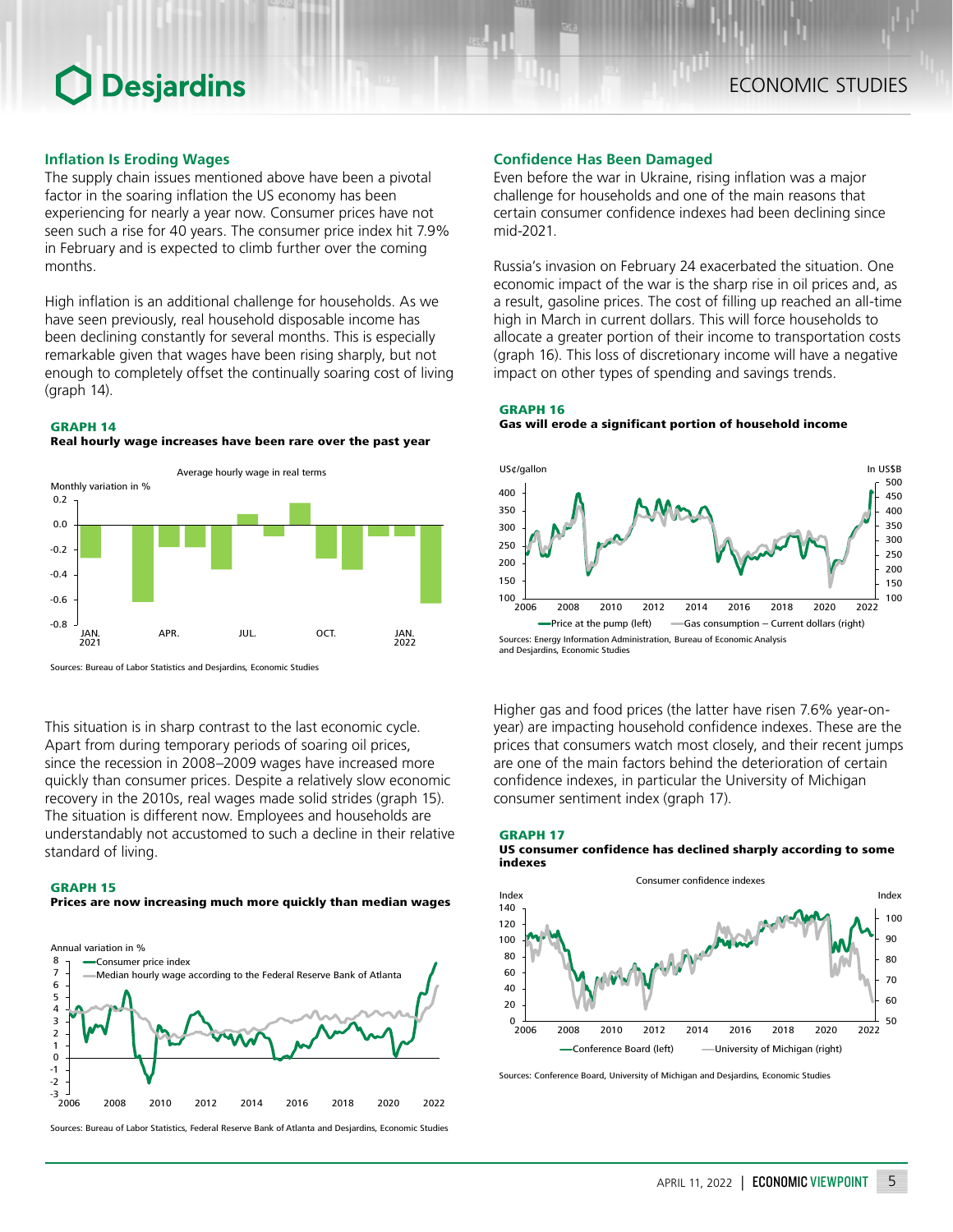## Inflation Is Eroding Wages

The supply chain issues mentioned above have been a pivotal factor in the soaring inflation the US economy has been experiencing for nearly a year now. Consumer prices have not seen such a rise for 40 years. The consumer price index hit 7.9% in February and is expected to climb further over the coming months.

High inflation is an additional challenge for households. As we have seen previously, real household disposable income has been declining constantly for several months. This is especially remarkable given that wages have been rising sharply, but not enough to completely offset the continually soaring cost of living (graph 14).

**GRAPH 14**
**Real hourly wage increases have been rare over the past year**

Average hourly wage in real terms

Sources: Bureau of Labor Statistics and Desjardins, Economic Studies

This situation is in sharp contrast to the last economic cycle. Apart from during temporary periods of soaring oil prices, since the recession in 2008–2009 wages have increased more quickly than consumer prices. Despite a relatively slow economic recovery in the 2010s, real wages made solid strides (graph 15). The situation is different now. Employees and households are understandably not accustomed to such a decline in their relative standard of living.

**GRAPH 15**
**Prices are now increasing much more quickly than median wages**

Sources: Bureau of Labor Statistics, Federal Reserve Bank of Atlanta and Desjardins, Economic Studies

## Confidence Has Been Damaged

Even before the war in Ukraine, rising inflation was a major challenge for households and one of the main reasons that certain consumer confidence indexes had been declining since mid-2021.

Russia's invasion on February 24 exacerbated the situation. One economic impact of the war is the sharp rise in oil prices and, as a result, gasoline prices. The cost of filling up reached an all-time high in March in current dollars. This will force households to allocate a greater portion of their income to transportation costs (graph 16). This loss of discretionary income will have a negative impact on other types of spending and savings trends.

**GRAPH 16**
**Gas will erode a significant portion of household income**

Sources: Energy Information Administration, Bureau of Economic Analysis and Desjardins, Economic Studies

Higher gas and food prices (the latter have risen 7.6% year-on-year) are impacting household confidence indexes. These are the prices that consumers watch most closely, and their recent jumps are one of the main factors behind the deterioration of certain confidence indexes, in particular the University of Michigan consumer sentiment index (graph 17).

**GRAPH 17**
**US consumer confidence has declined sharply according to some indexes**

Consumer confidence indexes

Sources: Conference Board, University of Michigan and Desjardins, Economic Studies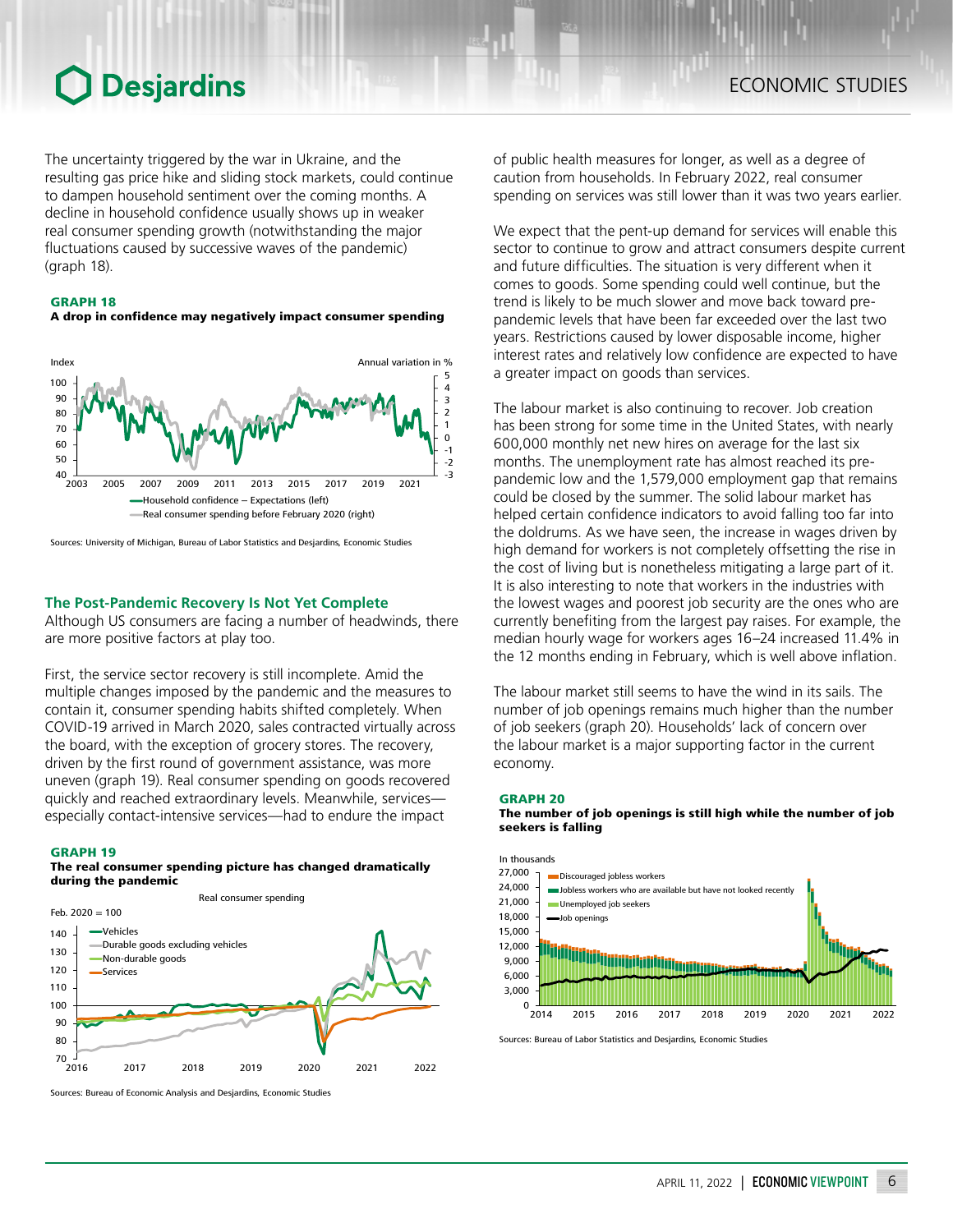The uncertainty triggered by the war in Ukraine, and the resulting gas price hike and sliding stock markets, could continue to dampen household sentiment over the coming months. A decline in household confidence usually shows up in weaker real consumer spending growth (notwithstanding the major fluctuations caused by successive waves of the pandemic) (graph 18).

**GRAPH 18**
**A drop in confidence may negatively impact consumer spending**

Sources: University of Michigan, Bureau of Labor Statistics and Desjardins, Economic Studies

### The Post-Pandemic Recovery Is Not Yet Complete

Although US consumers are facing a number of headwinds, there are more positive factors at play too.

First, the service sector recovery is still incomplete. Amid the multiple changes imposed by the pandemic and the measures to contain it, consumer spending habits shifted completely. When COVID-19 arrived in March 2020, sales contracted virtually across the board, with the exception of grocery stores. The recovery, driven by the first round of government assistance, was more uneven (graph 19). Real consumer spending on goods recovered quickly and reached extraordinary levels. Meanwhile, services—especially contact-intensive services—had to endure the impact of public health measures for longer, as well as a degree of caution from households. In February 2022, real consumer spending on services was still lower than it was two years earlier.

**GRAPH 19**
**The real consumer spending picture has changed dramatically during the pandemic**

Sources: Bureau of Economic Analysis and Desjardins, Economic Studies

We expect that the pent-up demand for services will enable this sector to continue to grow and attract consumers despite current and future difficulties. The situation is very different when it comes to goods. Some spending could well continue, but the trend is likely to be much slower and move back toward pre-pandemic levels that have been far exceeded over the last two years. Restrictions caused by lower disposable income, higher interest rates and relatively low confidence are expected to have a greater impact on goods than services.

The labour market is also continuing to recover. Job creation has been strong for some time in the United States, with nearly 600,000 monthly net new hires on average for the last six months. The unemployment rate has almost reached its pre-pandemic low and the 1,579,000 employment gap that remains could be closed by the summer. The solid labour market has helped certain confidence indicators to avoid falling too far into the doldrums. As we have seen, the increase in wages driven by high demand for workers is not completely offsetting the rise in the cost of living but is nonetheless mitigating a large part of it. It is also interesting to note that workers in the industries with the lowest wages and poorest job security are the ones who are currently benefiting from the largest pay raises. For example, the median hourly wage for workers ages 16–24 increased 11.4% in the 12 months ending in February, which is well above inflation.

The labour market still seems to have the wind in its sails. The number of job openings remains much higher than the number of job seekers (graph 20). Households' lack of concern over the labour market is a major supporting factor in the current economy.

**GRAPH 20**
**The number of job openings is still high while the number of job seekers is falling**

Sources: Bureau of Labor Statistics and Desjardins, Economic Studies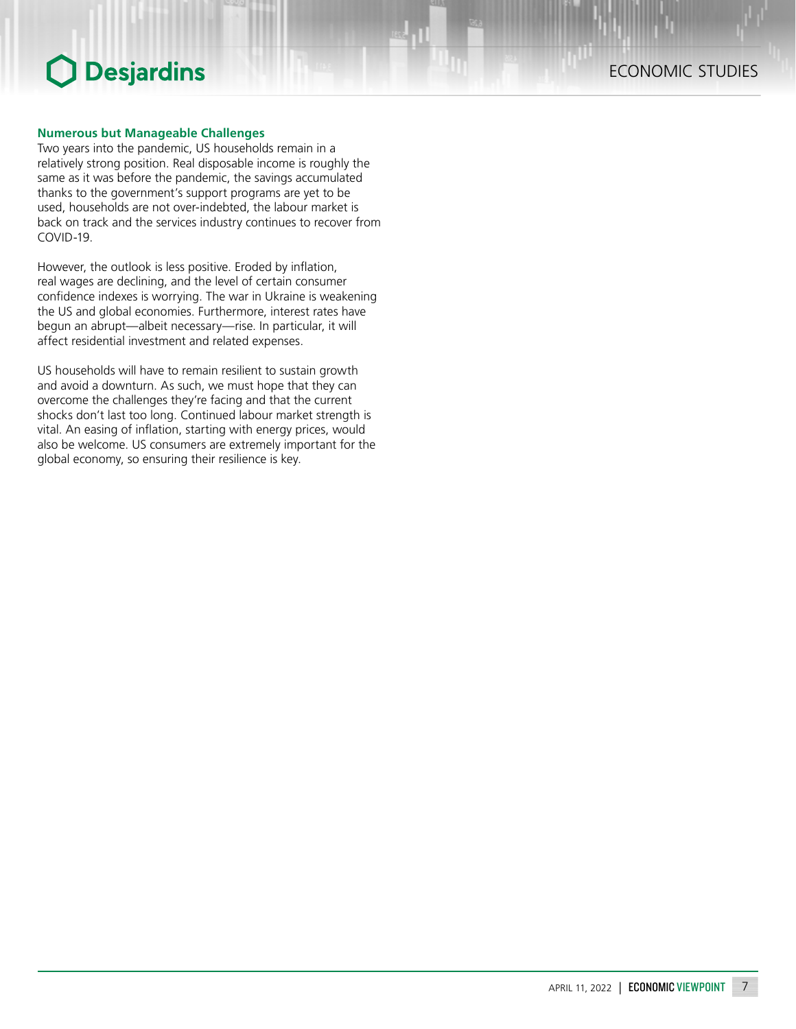### Numerous but Manageable Challenges

Two years into the pandemic, US households remain in a relatively strong position. Real disposable income is roughly the same as it was before the pandemic, the savings accumulated thanks to the government's support programs are yet to be used, households are not over-indebted, the labour market is back on track and the services industry continues to recover from COVID-19.

However, the outlook is less positive. Eroded by inflation, real wages are declining, and the level of certain consumer confidence indexes is worrying. The war in Ukraine is weakening the US and global economies. Furthermore, interest rates have begun an abrupt—albeit necessary—rise. In particular, it will affect residential investment and related expenses.

US households will have to remain resilient to sustain growth and avoid a downturn. As such, we must hope that they can overcome the challenges they're facing and that the current shocks don't last too long. Continued labour market strength is vital. An easing of inflation, starting with energy prices, would also be welcome. US consumers are extremely important for the global economy, so ensuring their resilience is key.